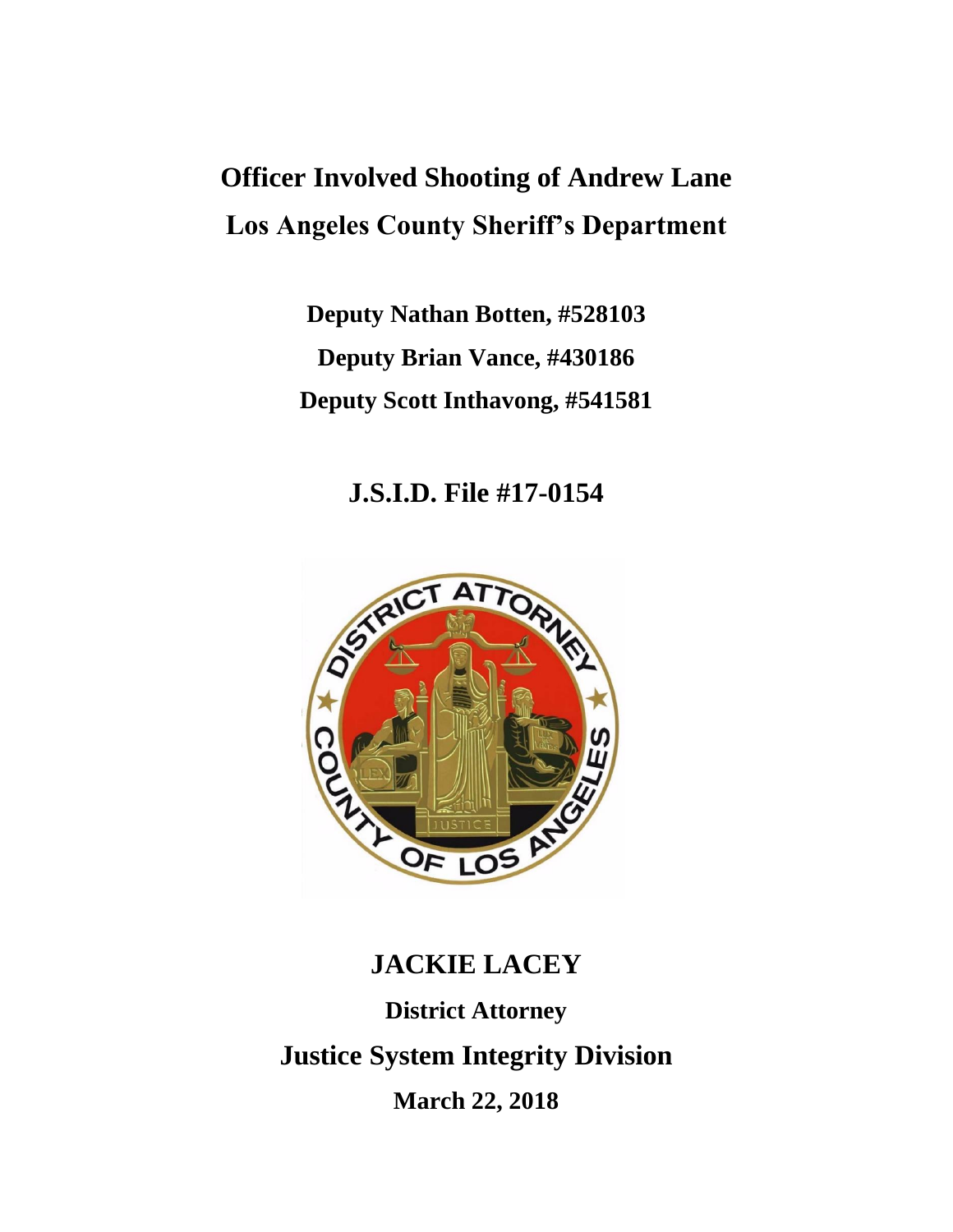# Officer Involved Shooting of Andrew Lane
# Los Angeles County Sheriff's Department

**Deputy Nathan Botten, #528103**

**Deputy Brian Vance, #430186**

**Deputy Scott Inthavong, #541581**

## J.S.I.D. File #17-0154

## JACKIE LACEY

**District Attorney**

## Justice System Integrity Division

**March 22, 2018**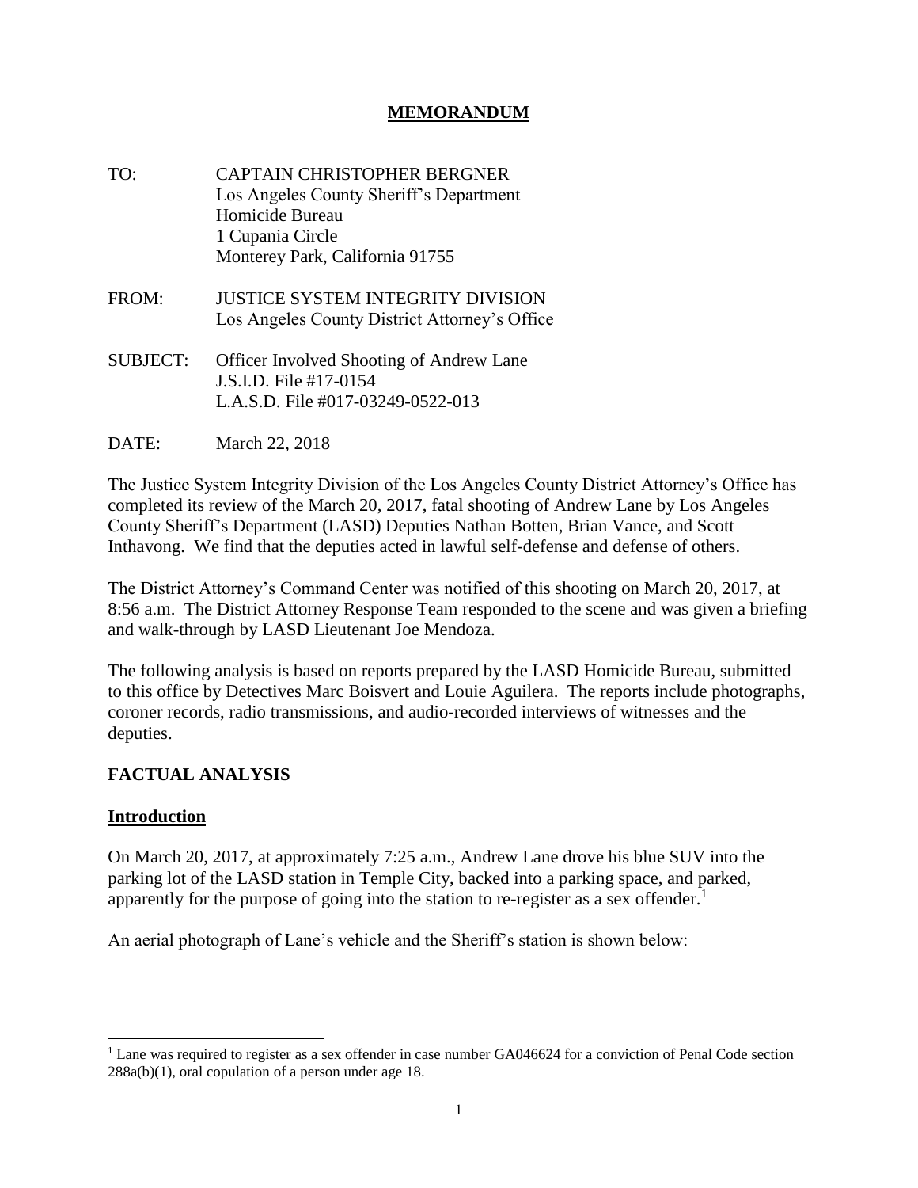# MEMORANDUM

TO: CAPTAIN CHRISTOPHER BERGNER
Los Angeles County Sheriff's Department
Homicide Bureau
1 Cupania Circle
Monterey Park, California 91755

FROM: JUSTICE SYSTEM INTEGRITY DIVISION
Los Angeles County District Attorney's Office

SUBJECT: Officer Involved Shooting of Andrew Lane
J.S.I.D. File #17-0154
L.A.S.D. File #017-03249-0522-013

DATE: March 22, 2018

The Justice System Integrity Division of the Los Angeles County District Attorney's Office has completed its review of the March 20, 2017, fatal shooting of Andrew Lane by Los Angeles County Sheriff's Department (LASD) Deputies Nathan Botten, Brian Vance, and Scott Inthavong. We find that the deputies acted in lawful self-defense and defense of others.

The District Attorney's Command Center was notified of this shooting on March 20, 2017, at 8:56 a.m. The District Attorney Response Team responded to the scene and was given a briefing and walk-through by LASD Lieutenant Joe Mendoza.

The following analysis is based on reports prepared by the LASD Homicide Bureau, submitted to this office by Detectives Marc Boisvert and Louie Aguilera. The reports include photographs, coroner records, radio transmissions, and audio-recorded interviews of witnesses and the deputies.

## FACTUAL ANALYSIS

### Introduction

On March 20, 2017, at approximately 7:25 a.m., Andrew Lane drove his blue SUV into the parking lot of the LASD station in Temple City, backed into a parking space, and parked, apparently for the purpose of going into the station to re-register as a sex offender.[1]

An aerial photograph of Lane's vehicle and the Sheriff's station is shown below:

[1] Lane was required to register as a sex offender in case number GA046624 for a conviction of Penal Code section 288a(b)(1), oral copulation of a person under age 18.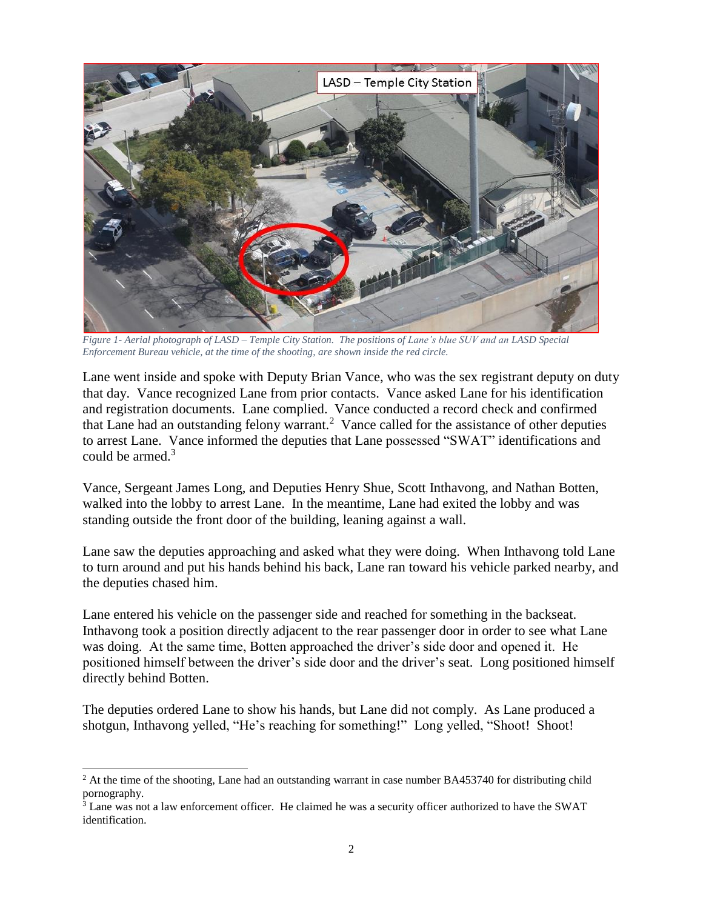*Figure 1- Aerial photograph of LASD – Temple City Station. The positions of Lane's blue SUV and an LASD Special Enforcement Bureau vehicle, at the time of the shooting, are shown inside the red circle.*

Lane went inside and spoke with Deputy Brian Vance, who was the sex registrant deputy on duty that day. Vance recognized Lane from prior contacts. Vance asked Lane for his identification and registration documents. Lane complied. Vance conducted a record check and confirmed that Lane had an outstanding felony warrant.[2] Vance called for the assistance of other deputies to arrest Lane. Vance informed the deputies that Lane possessed "SWAT" identifications and could be armed.[3]

Vance, Sergeant James Long, and Deputies Henry Shue, Scott Inthavong, and Nathan Botten, walked into the lobby to arrest Lane. In the meantime, Lane had exited the lobby and was standing outside the front door of the building, leaning against a wall.

Lane saw the deputies approaching and asked what they were doing. When Inthavong told Lane to turn around and put his hands behind his back, Lane ran toward his vehicle parked nearby, and the deputies chased him.

Lane entered his vehicle on the passenger side and reached for something in the backseat. Inthavong took a position directly adjacent to the rear passenger door in order to see what Lane was doing. At the same time, Botten approached the driver's side door and opened it. He positioned himself between the driver's side door and the driver's seat. Long positioned himself directly behind Botten.

The deputies ordered Lane to show his hands, but Lane did not comply. As Lane produced a shotgun, Inthavong yelled, "He's reaching for something!" Long yelled, "Shoot! Shoot!

[2] At the time of the shooting, Lane had an outstanding warrant in case number BA453740 for distributing child pornography.

[3] Lane was not a law enforcement officer. He claimed he was a security officer authorized to have the SWAT identification.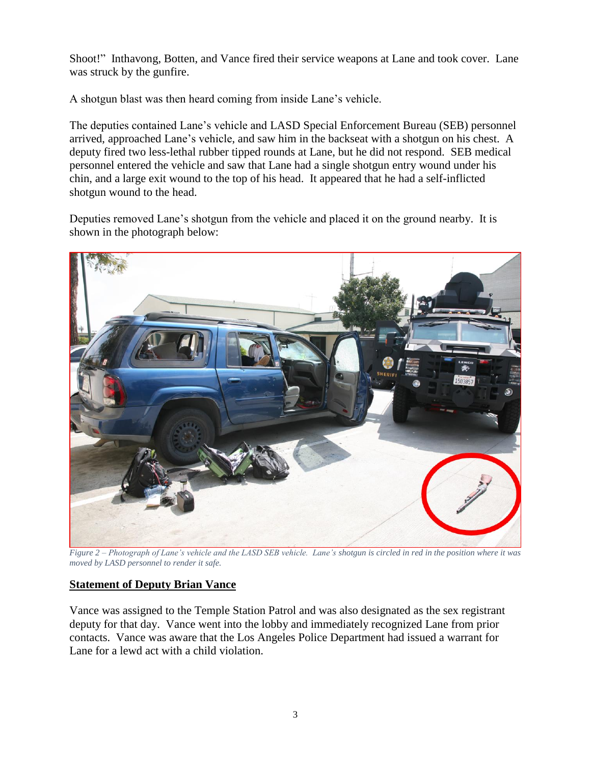Shoot!" Inthavong, Botten, and Vance fired their service weapons at Lane and took cover. Lane was struck by the gunfire.

A shotgun blast was then heard coming from inside Lane's vehicle.

The deputies contained Lane's vehicle and LASD Special Enforcement Bureau (SEB) personnel arrived, approached Lane's vehicle, and saw him in the backseat with a shotgun on his chest. A deputy fired two less-lethal rubber tipped rounds at Lane, but he did not respond. SEB medical personnel entered the vehicle and saw that Lane had a single shotgun entry wound under his chin, and a large exit wound to the top of his head. It appeared that he had a self-inflicted shotgun wound to the head.

Deputies removed Lane's shotgun from the vehicle and placed it on the ground nearby. It is shown in the photograph below:

*Figure 2 – Photograph of Lane's vehicle and the LASD SEB vehicle. Lane's shotgun is circled in red in the position where it was moved by LASD personnel to render it safe.*

## Statement of Deputy Brian Vance

Vance was assigned to the Temple Station Patrol and was also designated as the sex registrant deputy for that day. Vance went into the lobby and immediately recognized Lane from prior contacts. Vance was aware that the Los Angeles Police Department had issued a warrant for Lane for a lewd act with a child violation.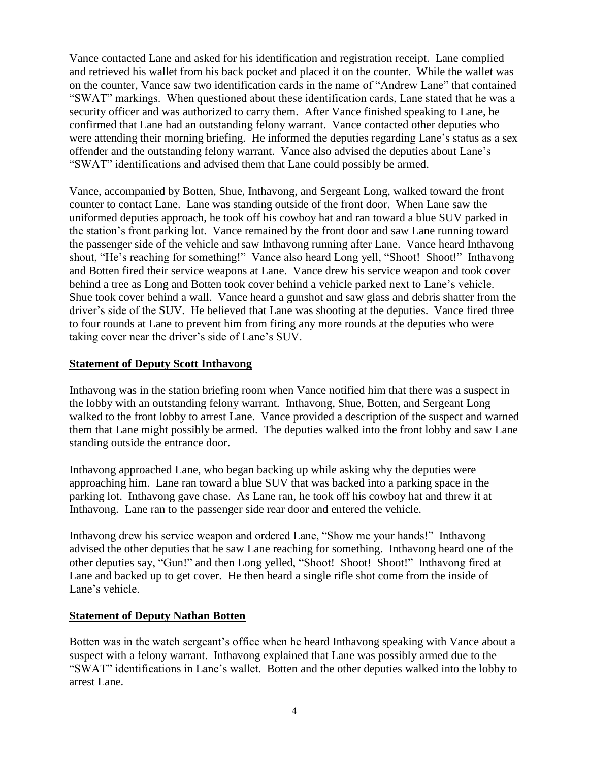Vance contacted Lane and asked for his identification and registration receipt. Lane complied and retrieved his wallet from his back pocket and placed it on the counter. While the wallet was on the counter, Vance saw two identification cards in the name of "Andrew Lane" that contained "SWAT" markings. When questioned about these identification cards, Lane stated that he was a security officer and was authorized to carry them. After Vance finished speaking to Lane, he confirmed that Lane had an outstanding felony warrant. Vance contacted other deputies who were attending their morning briefing. He informed the deputies regarding Lane's status as a sex offender and the outstanding felony warrant. Vance also advised the deputies about Lane's "SWAT" identifications and advised them that Lane could possibly be armed.

Vance, accompanied by Botten, Shue, Inthavong, and Sergeant Long, walked toward the front counter to contact Lane. Lane was standing outside of the front door. When Lane saw the uniformed deputies approach, he took off his cowboy hat and ran toward a blue SUV parked in the station's front parking lot. Vance remained by the front door and saw Lane running toward the passenger side of the vehicle and saw Inthavong running after Lane. Vance heard Inthavong shout, "He's reaching for something!" Vance also heard Long yell, "Shoot! Shoot!" Inthavong and Botten fired their service weapons at Lane. Vance drew his service weapon and took cover behind a tree as Long and Botten took cover behind a vehicle parked next to Lane's vehicle. Shue took cover behind a wall. Vance heard a gunshot and saw glass and debris shatter from the driver's side of the SUV. He believed that Lane was shooting at the deputies. Vance fired three to four rounds at Lane to prevent him from firing any more rounds at the deputies who were taking cover near the driver's side of Lane's SUV.

**Statement of Deputy Scott Inthavong**

Inthavong was in the station briefing room when Vance notified him that there was a suspect in the lobby with an outstanding felony warrant. Inthavong, Shue, Botten, and Sergeant Long walked to the front lobby to arrest Lane. Vance provided a description of the suspect and warned them that Lane might possibly be armed. The deputies walked into the front lobby and saw Lane standing outside the entrance door.

Inthavong approached Lane, who began backing up while asking why the deputies were approaching him. Lane ran toward a blue SUV that was backed into a parking space in the parking lot. Inthavong gave chase. As Lane ran, he took off his cowboy hat and threw it at Inthavong. Lane ran to the passenger side rear door and entered the vehicle.

Inthavong drew his service weapon and ordered Lane, "Show me your hands!" Inthavong advised the other deputies that he saw Lane reaching for something. Inthavong heard one of the other deputies say, "Gun!" and then Long yelled, "Shoot! Shoot! Shoot!" Inthavong fired at Lane and backed up to get cover. He then heard a single rifle shot come from the inside of Lane's vehicle.

**Statement of Deputy Nathan Botten**

Botten was in the watch sergeant's office when he heard Inthavong speaking with Vance about a suspect with a felony warrant. Inthavong explained that Lane was possibly armed due to the "SWAT" identifications in Lane's wallet. Botten and the other deputies walked into the lobby to arrest Lane.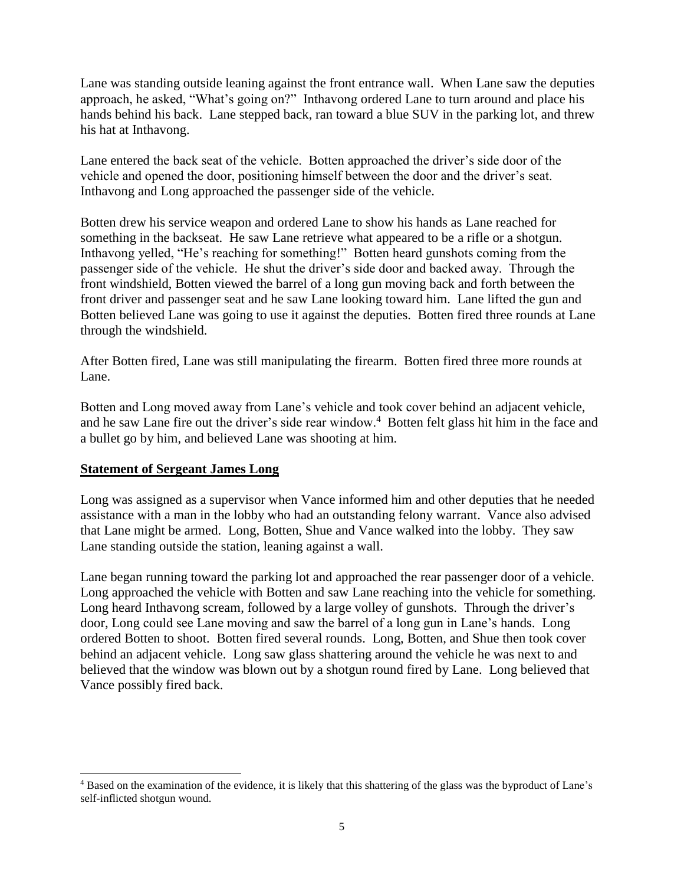Lane was standing outside leaning against the front entrance wall. When Lane saw the deputies approach, he asked, "What's going on?" Inthavong ordered Lane to turn around and place his hands behind his back. Lane stepped back, ran toward a blue SUV in the parking lot, and threw his hat at Inthavong.

Lane entered the back seat of the vehicle. Botten approached the driver's side door of the vehicle and opened the door, positioning himself between the door and the driver's seat. Inthavong and Long approached the passenger side of the vehicle.

Botten drew his service weapon and ordered Lane to show his hands as Lane reached for something in the backseat. He saw Lane retrieve what appeared to be a rifle or a shotgun. Inthavong yelled, "He's reaching for something!" Botten heard gunshots coming from the passenger side of the vehicle. He shut the driver's side door and backed away. Through the front windshield, Botten viewed the barrel of a long gun moving back and forth between the front driver and passenger seat and he saw Lane looking toward him. Lane lifted the gun and Botten believed Lane was going to use it against the deputies. Botten fired three rounds at Lane through the windshield.

After Botten fired, Lane was still manipulating the firearm. Botten fired three more rounds at Lane.

Botten and Long moved away from Lane's vehicle and took cover behind an adjacent vehicle, and he saw Lane fire out the driver's side rear window.[4] Botten felt glass hit him in the face and a bullet go by him, and believed Lane was shooting at him.

## **Statement of Sergeant James Long**

Long was assigned as a supervisor when Vance informed him and other deputies that he needed assistance with a man in the lobby who had an outstanding felony warrant. Vance also advised that Lane might be armed. Long, Botten, Shue and Vance walked into the lobby. They saw Lane standing outside the station, leaning against a wall.

Lane began running toward the parking lot and approached the rear passenger door of a vehicle. Long approached the vehicle with Botten and saw Lane reaching into the vehicle for something. Long heard Inthavong scream, followed by a large volley of gunshots. Through the driver's door, Long could see Lane moving and saw the barrel of a long gun in Lane's hands. Long ordered Botten to shoot. Botten fired several rounds. Long, Botten, and Shue then took cover behind an adjacent vehicle. Long saw glass shattering around the vehicle he was next to and believed that the window was blown out by a shotgun round fired by Lane. Long believed that Vance possibly fired back.

---

[4] Based on the examination of the evidence, it is likely that this shattering of the glass was the byproduct of Lane's self-inflicted shotgun wound.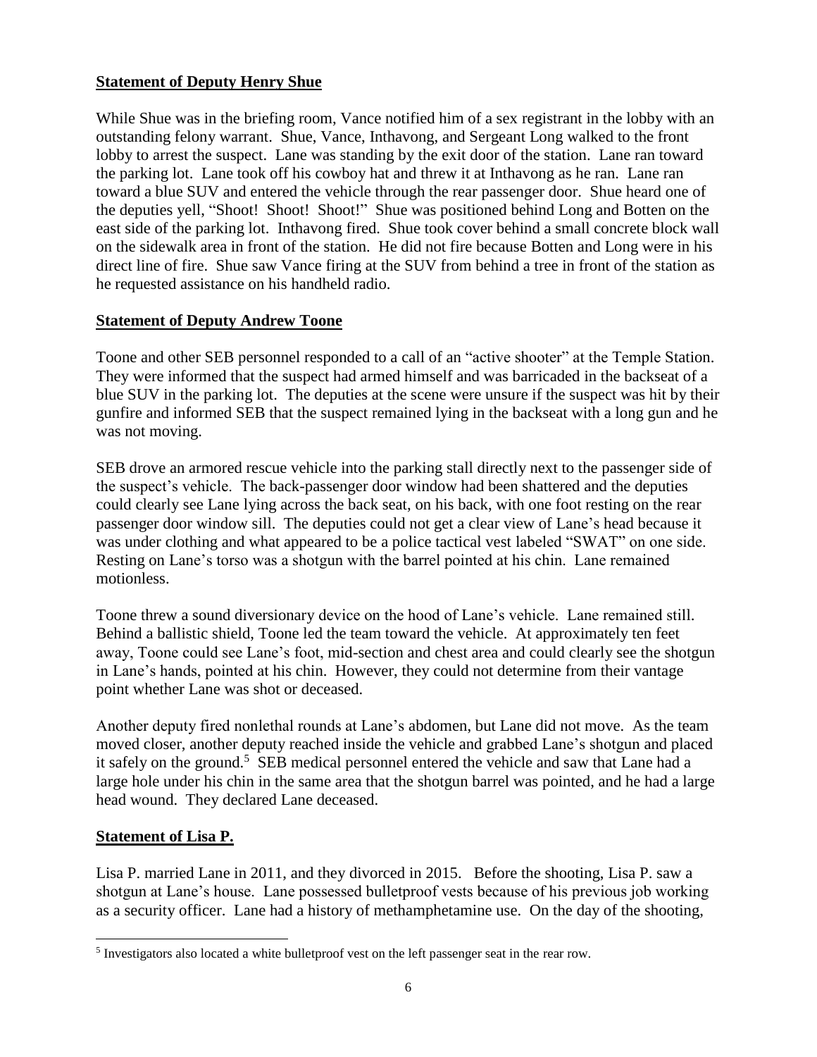## **Statement of Deputy Henry Shue**

While Shue was in the briefing room, Vance notified him of a sex registrant in the lobby with an outstanding felony warrant. Shue, Vance, Inthavong, and Sergeant Long walked to the front lobby to arrest the suspect. Lane was standing by the exit door of the station. Lane ran toward the parking lot. Lane took off his cowboy hat and threw it at Inthavong as he ran. Lane ran toward a blue SUV and entered the vehicle through the rear passenger door. Shue heard one of the deputies yell, "Shoot! Shoot! Shoot!" Shue was positioned behind Long and Botten on the east side of the parking lot. Inthavong fired. Shue took cover behind a small concrete block wall on the sidewalk area in front of the station. He did not fire because Botten and Long were in his direct line of fire. Shue saw Vance firing at the SUV from behind a tree in front of the station as he requested assistance on his handheld radio.

## **Statement of Deputy Andrew Toone**

Toone and other SEB personnel responded to a call of an "active shooter" at the Temple Station. They were informed that the suspect had armed himself and was barricaded in the backseat of a blue SUV in the parking lot. The deputies at the scene were unsure if the suspect was hit by their gunfire and informed SEB that the suspect remained lying in the backseat with a long gun and he was not moving.

SEB drove an armored rescue vehicle into the parking stall directly next to the passenger side of the suspect's vehicle. The back-passenger door window had been shattered and the deputies could clearly see Lane lying across the back seat, on his back, with one foot resting on the rear passenger door window sill. The deputies could not get a clear view of Lane's head because it was under clothing and what appeared to be a police tactical vest labeled "SWAT" on one side. Resting on Lane's torso was a shotgun with the barrel pointed at his chin. Lane remained motionless.

Toone threw a sound diversionary device on the hood of Lane's vehicle. Lane remained still. Behind a ballistic shield, Toone led the team toward the vehicle. At approximately ten feet away, Toone could see Lane's foot, mid-section and chest area and could clearly see the shotgun in Lane's hands, pointed at his chin. However, they could not determine from their vantage point whether Lane was shot or deceased.

Another deputy fired nonlethal rounds at Lane's abdomen, but Lane did not move. As the team moved closer, another deputy reached inside the vehicle and grabbed Lane's shotgun and placed it safely on the ground.[5] SEB medical personnel entered the vehicle and saw that Lane had a large hole under his chin in the same area that the shotgun barrel was pointed, and he had a large head wound. They declared Lane deceased.

## **Statement of Lisa P.**

Lisa P. married Lane in 2011, and they divorced in 2015. Before the shooting, Lisa P. saw a shotgun at Lane's house. Lane possessed bulletproof vests because of his previous job working as a security officer. Lane had a history of methamphetamine use. On the day of the shooting,

[5] Investigators also located a white bulletproof vest on the left passenger seat in the rear row.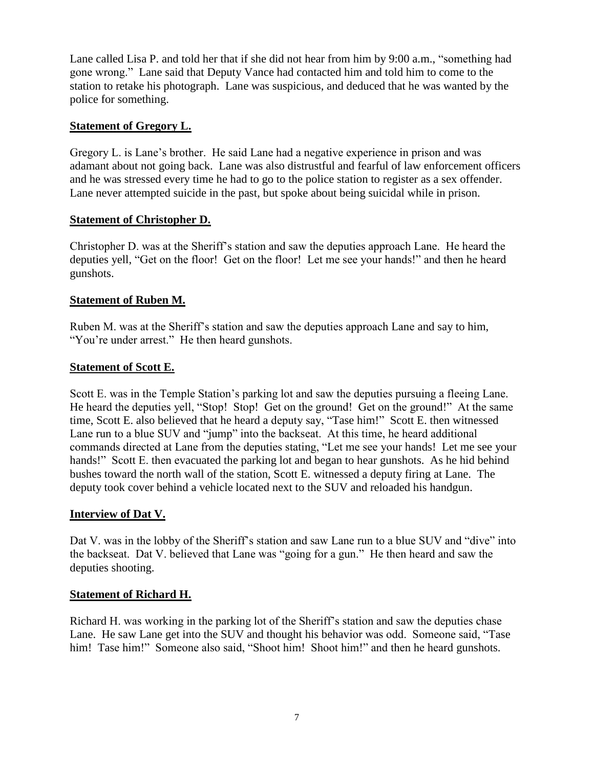Lane called Lisa P. and told her that if she did not hear from him by 9:00 a.m., "something had gone wrong." Lane said that Deputy Vance had contacted him and told him to come to the station to retake his photograph. Lane was suspicious, and deduced that he was wanted by the police for something.

**Statement of Gregory L.**

Gregory L. is Lane's brother. He said Lane had a negative experience in prison and was adamant about not going back. Lane was also distrustful and fearful of law enforcement officers and he was stressed every time he had to go to the police station to register as a sex offender. Lane never attempted suicide in the past, but spoke about being suicidal while in prison.

**Statement of Christopher D.**

Christopher D. was at the Sheriff's station and saw the deputies approach Lane. He heard the deputies yell, "Get on the floor! Get on the floor! Let me see your hands!" and then he heard gunshots.

**Statement of Ruben M.**

Ruben M. was at the Sheriff's station and saw the deputies approach Lane and say to him, "You're under arrest." He then heard gunshots.

**Statement of Scott E.**

Scott E. was in the Temple Station's parking lot and saw the deputies pursuing a fleeing Lane. He heard the deputies yell, "Stop! Stop! Get on the ground! Get on the ground!" At the same time, Scott E. also believed that he heard a deputy say, "Tase him!" Scott E. then witnessed Lane run to a blue SUV and "jump" into the backseat. At this time, he heard additional commands directed at Lane from the deputies stating, "Let me see your hands! Let me see your hands!" Scott E. then evacuated the parking lot and began to hear gunshots. As he hid behind bushes toward the north wall of the station, Scott E. witnessed a deputy firing at Lane. The deputy took cover behind a vehicle located next to the SUV and reloaded his handgun.

**Interview of Dat V.**

Dat V. was in the lobby of the Sheriff's station and saw Lane run to a blue SUV and "dive" into the backseat. Dat V. believed that Lane was "going for a gun." He then heard and saw the deputies shooting.

**Statement of Richard H.**

Richard H. was working in the parking lot of the Sheriff's station and saw the deputies chase Lane. He saw Lane get into the SUV and thought his behavior was odd. Someone said, "Tase him! Tase him!" Someone also said, "Shoot him! Shoot him!" and then he heard gunshots.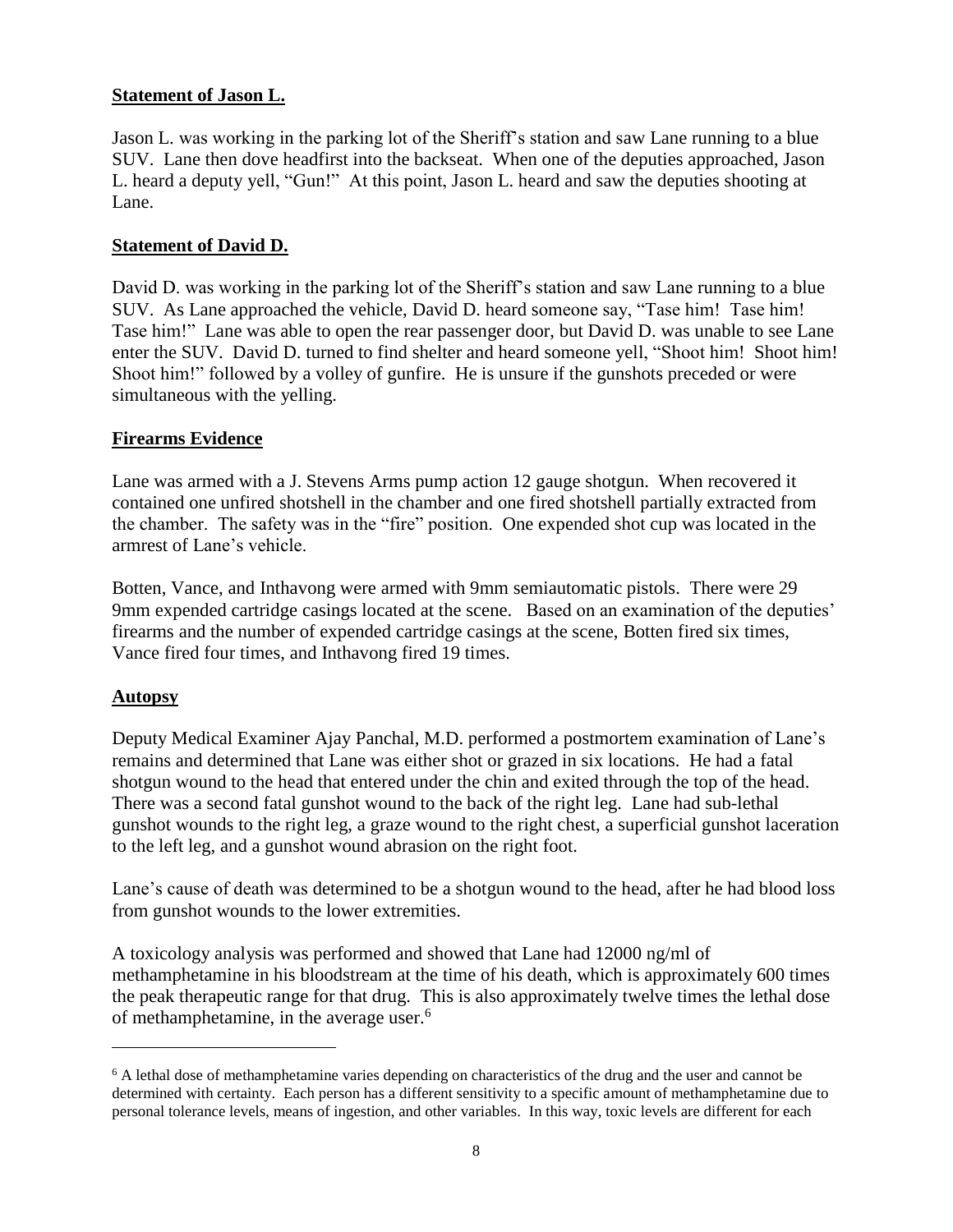**Statement of Jason L.**

Jason L. was working in the parking lot of the Sheriff's station and saw Lane running to a blue SUV. Lane then dove headfirst into the backseat. When one of the deputies approached, Jason L. heard a deputy yell, "Gun!" At this point, Jason L. heard and saw the deputies shooting at Lane.

**Statement of David D.**

David D. was working in the parking lot of the Sheriff's station and saw Lane running to a blue SUV. As Lane approached the vehicle, David D. heard someone say, "Tase him! Tase him! Tase him!" Lane was able to open the rear passenger door, but David D. was unable to see Lane enter the SUV. David D. turned to find shelter and heard someone yell, "Shoot him! Shoot him! Shoot him!" followed by a volley of gunfire. He is unsure if the gunshots preceded or were simultaneous with the yelling.

**Firearms Evidence**

Lane was armed with a J. Stevens Arms pump action 12 gauge shotgun. When recovered it contained one unfired shotshell in the chamber and one fired shotshell partially extracted from the chamber. The safety was in the "fire" position. One expended shot cup was located in the armrest of Lane's vehicle.

Botten, Vance, and Inthavong were armed with 9mm semiautomatic pistols. There were 29 9mm expended cartridge casings located at the scene. Based on an examination of the deputies' firearms and the number of expended cartridge casings at the scene, Botten fired six times, Vance fired four times, and Inthavong fired 19 times.

**Autopsy**

Deputy Medical Examiner Ajay Panchal, M.D. performed a postmortem examination of Lane's remains and determined that Lane was either shot or grazed in six locations. He had a fatal shotgun wound to the head that entered under the chin and exited through the top of the head. There was a second fatal gunshot wound to the back of the right leg. Lane had sub-lethal gunshot wounds to the right leg, a graze wound to the right chest, a superficial gunshot laceration to the left leg, and a gunshot wound abrasion on the right foot.

Lane's cause of death was determined to be a shotgun wound to the head, after he had blood loss from gunshot wounds to the lower extremities.

A toxicology analysis was performed and showed that Lane had 12000 ng/ml of methamphetamine in his bloodstream at the time of his death, which is approximately 600 times the peak therapeutic range for that drug. This is also approximately twelve times the lethal dose of methamphetamine, in the average user.[6]

---

[6] A lethal dose of methamphetamine varies depending on characteristics of the drug and the user and cannot be determined with certainty. Each person has a different sensitivity to a specific amount of methamphetamine due to personal tolerance levels, means of ingestion, and other variables. In this way, toxic levels are different for each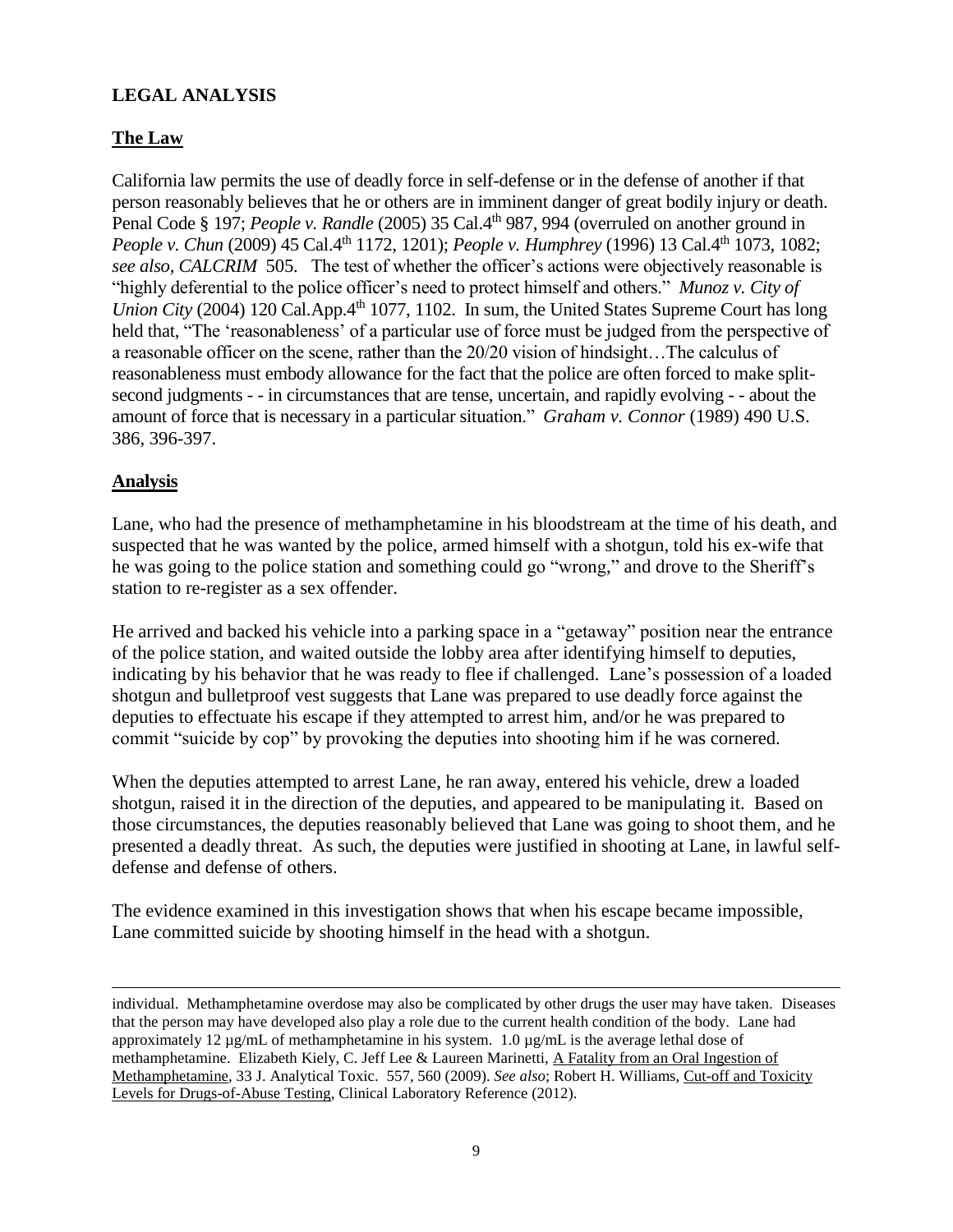## LEGAL ANALYSIS

### The Law

California law permits the use of deadly force in self-defense or in the defense of another if that person reasonably believes that he or others are in imminent danger of great bodily injury or death. Penal Code § 197; *People v. Randle* (2005) 35 Cal.4th 987, 994 (overruled on another ground in *People v. Chun* (2009) 45 Cal.4th 1172, 1201); *People v. Humphrey* (1996) 13 Cal.4th 1073, 1082; *see also, CALCRIM* 505. The test of whether the officer's actions were objectively reasonable is "highly deferential to the police officer's need to protect himself and others." *Munoz v. City of Union City* (2004) 120 Cal.App.4th 1077, 1102. In sum, the United States Supreme Court has long held that, "The 'reasonableness' of a particular use of force must be judged from the perspective of a reasonable officer on the scene, rather than the 20/20 vision of hindsight…The calculus of reasonableness must embody allowance for the fact that the police are often forced to make split-second judgments - - in circumstances that are tense, uncertain, and rapidly evolving - - about the amount of force that is necessary in a particular situation." *Graham v. Connor* (1989) 490 U.S. 386, 396-397.

### Analysis

Lane, who had the presence of methamphetamine in his bloodstream at the time of his death, and suspected that he was wanted by the police, armed himself with a shotgun, told his ex-wife that he was going to the police station and something could go "wrong," and drove to the Sheriff's station to re-register as a sex offender.

He arrived and backed his vehicle into a parking space in a "getaway" position near the entrance of the police station, and waited outside the lobby area after identifying himself to deputies, indicating by his behavior that he was ready to flee if challenged. Lane's possession of a loaded shotgun and bulletproof vest suggests that Lane was prepared to use deadly force against the deputies to effectuate his escape if they attempted to arrest him, and/or he was prepared to commit "suicide by cop" by provoking the deputies into shooting him if he was cornered.

When the deputies attempted to arrest Lane, he ran away, entered his vehicle, drew a loaded shotgun, raised it in the direction of the deputies, and appeared to be manipulating it. Based on those circumstances, the deputies reasonably believed that Lane was going to shoot them, and he presented a deadly threat. As such, the deputies were justified in shooting at Lane, in lawful self-defense and defense of others.

The evidence examined in this investigation shows that when his escape became impossible, Lane committed suicide by shooting himself in the head with a shotgun.

---

individual. Methamphetamine overdose may also be complicated by other drugs the user may have taken. Diseases that the person may have developed also play a role due to the current health condition of the body. Lane had approximately 12 µg/mL of methamphetamine in his system. 1.0 µg/mL is the average lethal dose of methamphetamine. Elizabeth Kiely, C. Jeff Lee & Laureen Marinetti, A Fatality from an Oral Ingestion of Methamphetamine, 33 J. Analytical Toxic. 557, 560 (2009). *See also*; Robert H. Williams, Cut-off and Toxicity Levels for Drugs-of-Abuse Testing, Clinical Laboratory Reference (2012).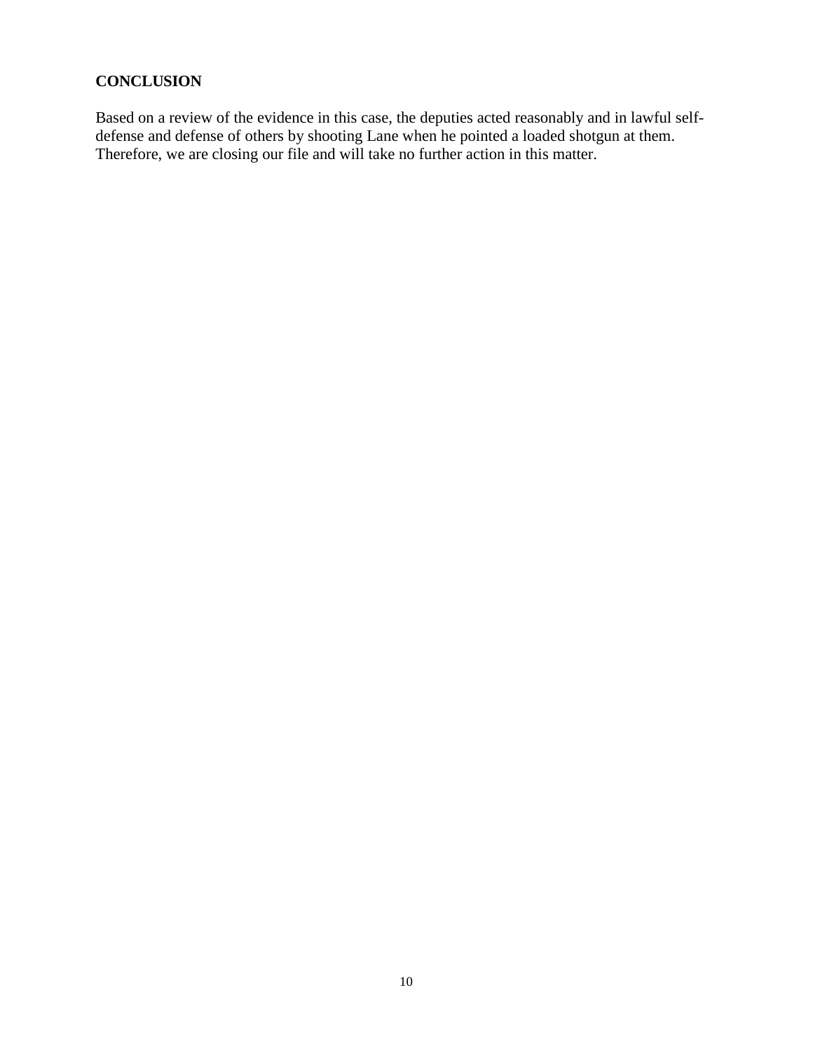**CONCLUSION**

Based on a review of the evidence in this case, the deputies acted reasonably and in lawful self-defense and defense of others by shooting Lane when he pointed a loaded shotgun at them. Therefore, we are closing our file and will take no further action in this matter.